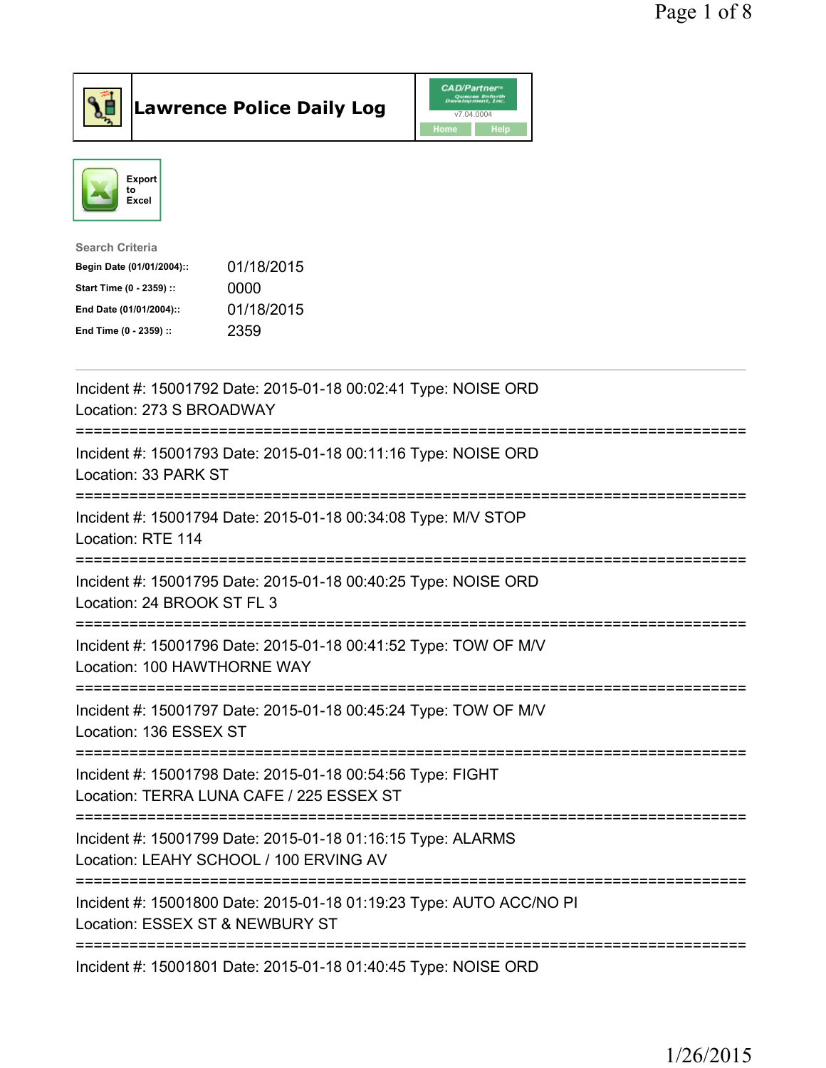# Lawrence Police Daily Log

CAD/Partner v7.04.0004

Home | Help

Export to Excel

**Search Criteria**

| | |
|---|---|
| **Begin Date (01/01/2004)::** | 01/18/2015 |
| **Start Time (0 - 2359) ::** | 0000 |
| **End Date (01/01/2004)::** | 01/18/2015 |
| **End Time (0 - 2359) ::** | 2359 |

---

Incident #: 15001792 Date: 2015-01-18 00:02:41 Type: NOISE ORD
Location: 273 S BROADWAY

===========================================================================

Incident #: 15001793 Date: 2015-01-18 00:11:16 Type: NOISE ORD
Location: 33 PARK ST

===========================================================================

Incident #: 15001794 Date: 2015-01-18 00:34:08 Type: M/V STOP
Location: RTE 114

===========================================================================

Incident #: 15001795 Date: 2015-01-18 00:40:25 Type: NOISE ORD
Location: 24 BROOK ST FL 3

===========================================================================

Incident #: 15001796 Date: 2015-01-18 00:41:52 Type: TOW OF M/V
Location: 100 HAWTHORNE WAY

===========================================================================

Incident #: 15001797 Date: 2015-01-18 00:45:24 Type: TOW OF M/V
Location: 136 ESSEX ST

===========================================================================

Incident #: 15001798 Date: 2015-01-18 00:54:56 Type: FIGHT
Location: TERRA LUNA CAFE / 225 ESSEX ST

===========================================================================

Incident #: 15001799 Date: 2015-01-18 01:16:15 Type: ALARMS
Location: LEAHY SCHOOL / 100 ERVING AV

===========================================================================

Incident #: 15001800 Date: 2015-01-18 01:19:23 Type: AUTO ACC/NO PI
Location: ESSEX ST & NEWBURY ST

===========================================================================

Incident #: 15001801 Date: 2015-01-18 01:40:45 Type: NOISE ORD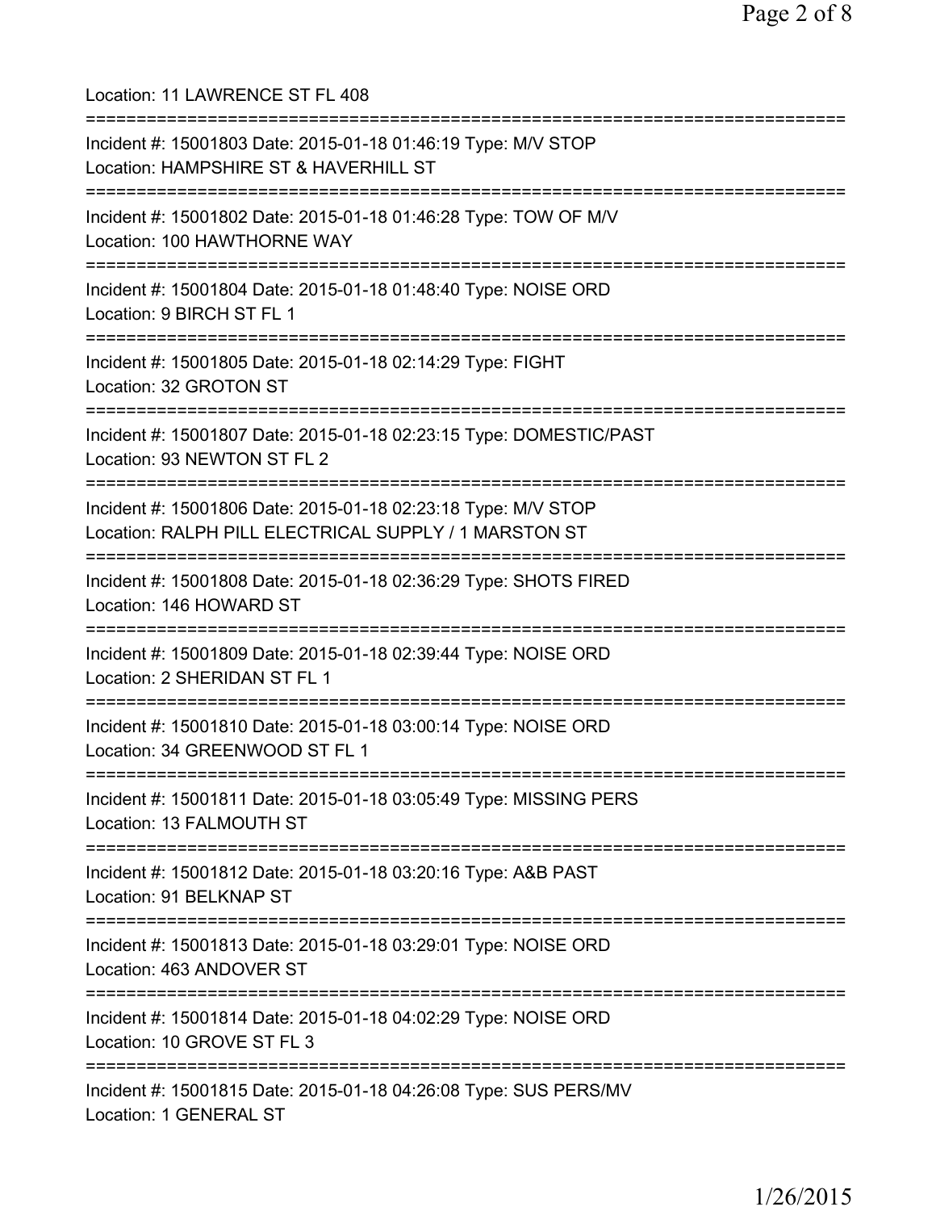Location: 11 LAWRENCE ST FL 408

===========================================================================

Incident #: 15001803 Date: 2015-01-18 01:46:19 Type: M/V STOP
Location: HAMPSHIRE ST & HAVERHILL ST

===========================================================================

Incident #: 15001802 Date: 2015-01-18 01:46:28 Type: TOW OF M/V
Location: 100 HAWTHORNE WAY

===========================================================================

Incident #: 15001804 Date: 2015-01-18 01:48:40 Type: NOISE ORD
Location: 9 BIRCH ST FL 1

===========================================================================

Incident #: 15001805 Date: 2015-01-18 02:14:29 Type: FIGHT
Location: 32 GROTON ST

===========================================================================

Incident #: 15001807 Date: 2015-01-18 02:23:15 Type: DOMESTIC/PAST
Location: 93 NEWTON ST FL 2

===========================================================================

Incident #: 15001806 Date: 2015-01-18 02:23:18 Type: M/V STOP
Location: RALPH PILL ELECTRICAL SUPPLY / 1 MARSTON ST

===========================================================================

Incident #: 15001808 Date: 2015-01-18 02:36:29 Type: SHOTS FIRED
Location: 146 HOWARD ST

===========================================================================

Incident #: 15001809 Date: 2015-01-18 02:39:44 Type: NOISE ORD
Location: 2 SHERIDAN ST FL 1

===========================================================================

Incident #: 15001810 Date: 2015-01-18 03:00:14 Type: NOISE ORD
Location: 34 GREENWOOD ST FL 1

===========================================================================

Incident #: 15001811 Date: 2015-01-18 03:05:49 Type: MISSING PERS
Location: 13 FALMOUTH ST

===========================================================================

Incident #: 15001812 Date: 2015-01-18 03:20:16 Type: A&B PAST
Location: 91 BELKNAP ST

===========================================================================

Incident #: 15001813 Date: 2015-01-18 03:29:01 Type: NOISE ORD
Location: 463 ANDOVER ST

===========================================================================

Incident #: 15001814 Date: 2015-01-18 04:02:29 Type: NOISE ORD
Location: 10 GROVE ST FL 3

===========================================================================

Incident #: 15001815 Date: 2015-01-18 04:26:08 Type: SUS PERS/MV
Location: 1 GENERAL ST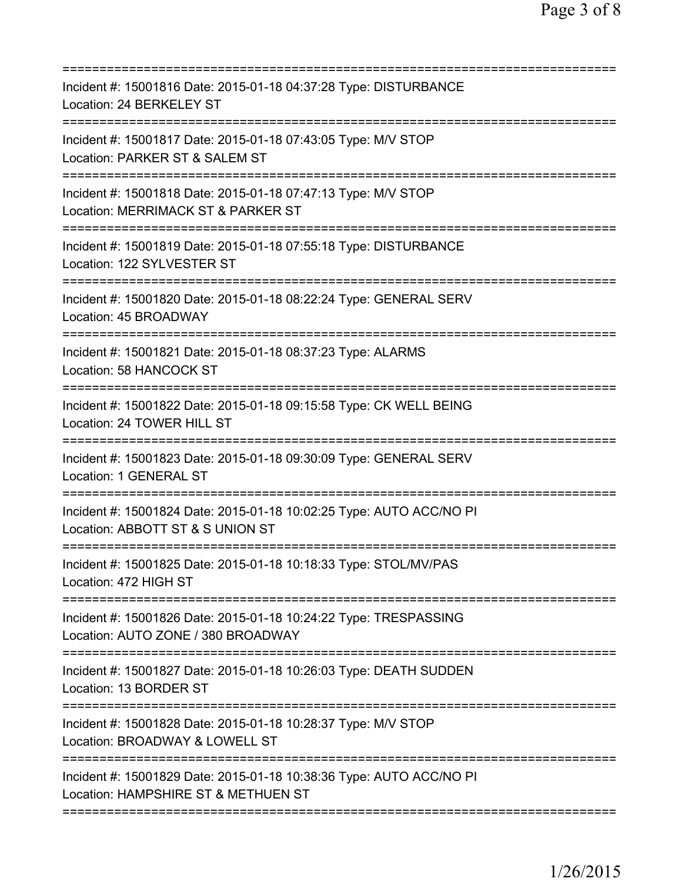===========================================================================
Incident #: 15001816 Date: 2015-01-18 04:37:28 Type: DISTURBANCE
Location: 24 BERKELEY ST
===========================================================================
Incident #: 15001817 Date: 2015-01-18 07:43:05 Type: M/V STOP
Location: PARKER ST & SALEM ST
===========================================================================
Incident #: 15001818 Date: 2015-01-18 07:47:13 Type: M/V STOP
Location: MERRIMACK ST & PARKER ST
===========================================================================
Incident #: 15001819 Date: 2015-01-18 07:55:18 Type: DISTURBANCE
Location: 122 SYLVESTER ST
===========================================================================
Incident #: 15001820 Date: 2015-01-18 08:22:24 Type: GENERAL SERV
Location: 45 BROADWAY
===========================================================================
Incident #: 15001821 Date: 2015-01-18 08:37:23 Type: ALARMS
Location: 58 HANCOCK ST
===========================================================================
Incident #: 15001822 Date: 2015-01-18 09:15:58 Type: CK WELL BEING
Location: 24 TOWER HILL ST
===========================================================================
Incident #: 15001823 Date: 2015-01-18 09:30:09 Type: GENERAL SERV
Location: 1 GENERAL ST
===========================================================================
Incident #: 15001824 Date: 2015-01-18 10:02:25 Type: AUTO ACC/NO PI
Location: ABBOTT ST & S UNION ST
===========================================================================
Incident #: 15001825 Date: 2015-01-18 10:18:33 Type: STOL/MV/PAS
Location: 472 HIGH ST
===========================================================================
Incident #: 15001826 Date: 2015-01-18 10:24:22 Type: TRESPASSING
Location: AUTO ZONE / 380 BROADWAY
===========================================================================
Incident #: 15001827 Date: 2015-01-18 10:26:03 Type: DEATH SUDDEN
Location: 13 BORDER ST
===========================================================================
Incident #: 15001828 Date: 2015-01-18 10:28:37 Type: M/V STOP
Location: BROADWAY & LOWELL ST
===========================================================================
Incident #: 15001829 Date: 2015-01-18 10:38:36 Type: AUTO ACC/NO PI
Location: HAMPSHIRE ST & METHUEN ST
===========================================================================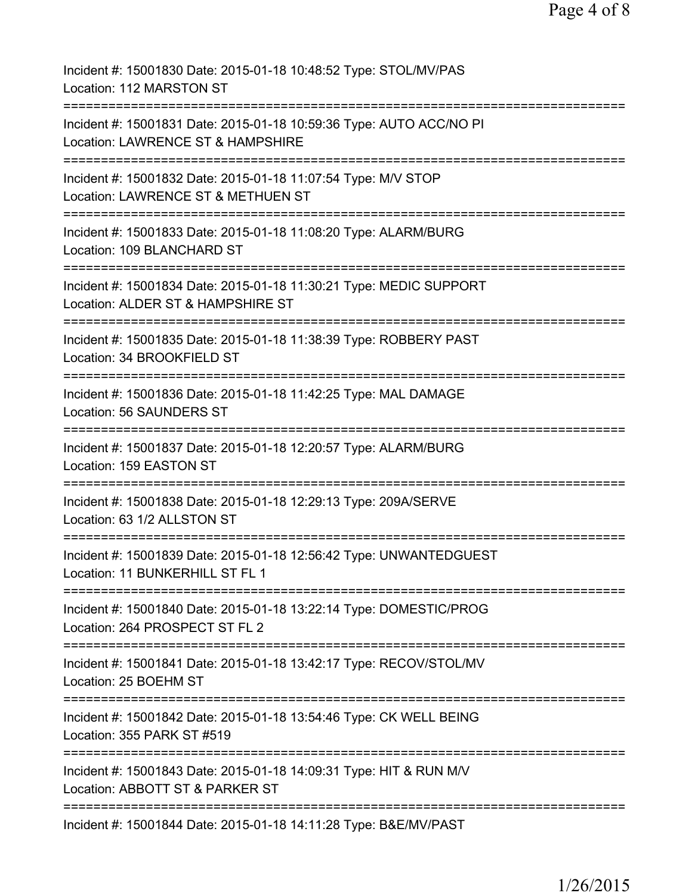Incident #: 15001830 Date: 2015-01-18 10:48:52 Type: STOL/MV/PAS
Location: 112 MARSTON ST
===========================================================================
Incident #: 15001831 Date: 2015-01-18 10:59:36 Type: AUTO ACC/NO PI
Location: LAWRENCE ST & HAMPSHIRE
===========================================================================
Incident #: 15001832 Date: 2015-01-18 11:07:54 Type: M/V STOP
Location: LAWRENCE ST & METHUEN ST
===========================================================================
Incident #: 15001833 Date: 2015-01-18 11:08:20 Type: ALARM/BURG
Location: 109 BLANCHARD ST
===========================================================================
Incident #: 15001834 Date: 2015-01-18 11:30:21 Type: MEDIC SUPPORT
Location: ALDER ST & HAMPSHIRE ST
===========================================================================
Incident #: 15001835 Date: 2015-01-18 11:38:39 Type: ROBBERY PAST
Location: 34 BROOKFIELD ST
===========================================================================
Incident #: 15001836 Date: 2015-01-18 11:42:25 Type: MAL DAMAGE
Location: 56 SAUNDERS ST
===========================================================================
Incident #: 15001837 Date: 2015-01-18 12:20:57 Type: ALARM/BURG
Location: 159 EASTON ST
===========================================================================
Incident #: 15001838 Date: 2015-01-18 12:29:13 Type: 209A/SERVE
Location: 63 1/2 ALLSTON ST
===========================================================================
Incident #: 15001839 Date: 2015-01-18 12:56:42 Type: UNWANTEDGUEST
Location: 11 BUNKERHILL ST FL 1
===========================================================================
Incident #: 15001840 Date: 2015-01-18 13:22:14 Type: DOMESTIC/PROG
Location: 264 PROSPECT ST FL 2
===========================================================================
Incident #: 15001841 Date: 2015-01-18 13:42:17 Type: RECOV/STOL/MV
Location: 25 BOEHM ST
===========================================================================
Incident #: 15001842 Date: 2015-01-18 13:54:46 Type: CK WELL BEING
Location: 355 PARK ST #519
===========================================================================
Incident #: 15001843 Date: 2015-01-18 14:09:31 Type: HIT & RUN M/V
Location: ABBOTT ST & PARKER ST
===========================================================================
Incident #: 15001844 Date: 2015-01-18 14:11:28 Type: B&E/MV/PAST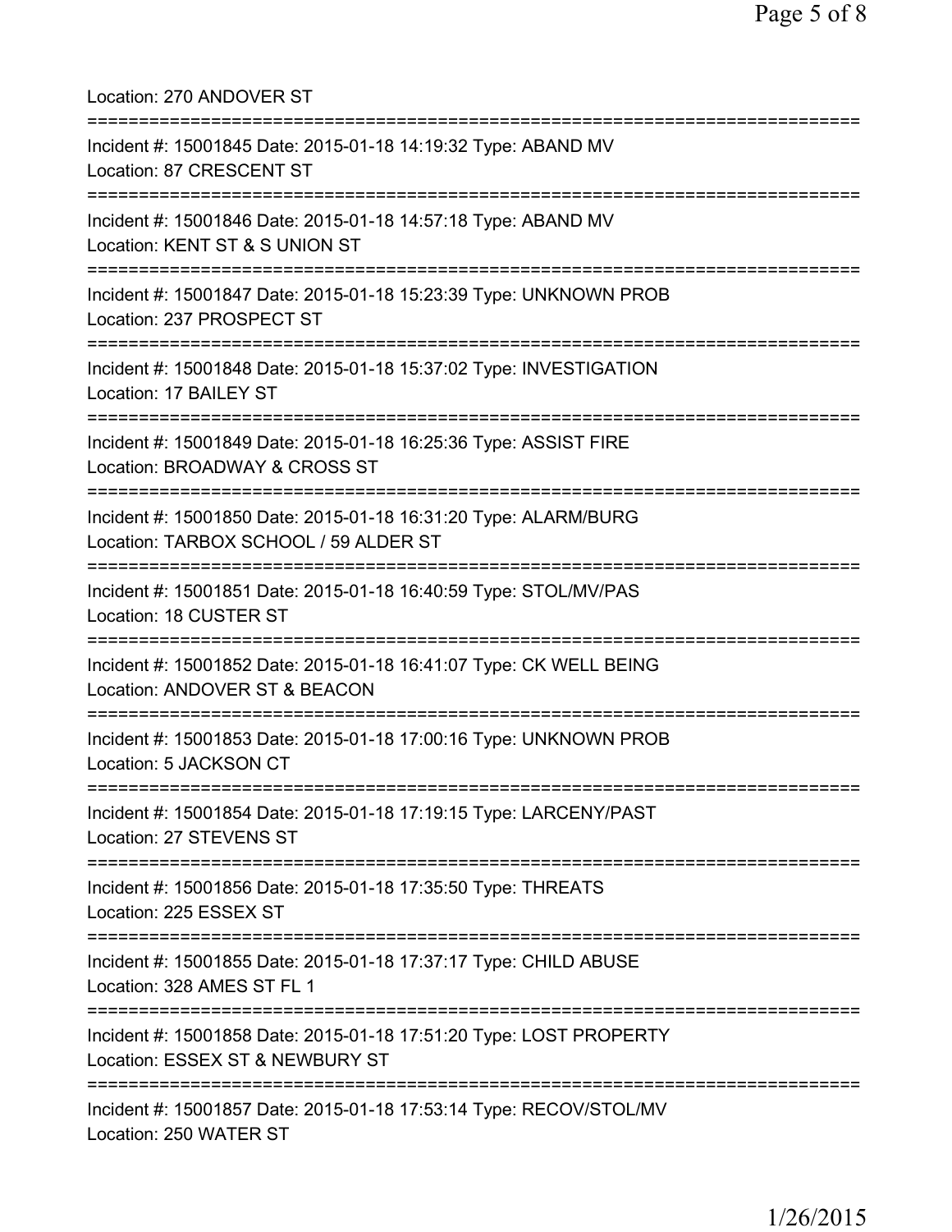Location: 270 ANDOVER ST

===========================================================================

Incident #: 15001845 Date: 2015-01-18 14:19:32 Type: ABAND MV
Location: 87 CRESCENT ST

===========================================================================

Incident #: 15001846 Date: 2015-01-18 14:57:18 Type: ABAND MV
Location: KENT ST & S UNION ST

===========================================================================

Incident #: 15001847 Date: 2015-01-18 15:23:39 Type: UNKNOWN PROB
Location: 237 PROSPECT ST

===========================================================================

Incident #: 15001848 Date: 2015-01-18 15:37:02 Type: INVESTIGATION
Location: 17 BAILEY ST

===========================================================================

Incident #: 15001849 Date: 2015-01-18 16:25:36 Type: ASSIST FIRE
Location: BROADWAY & CROSS ST

===========================================================================

Incident #: 15001850 Date: 2015-01-18 16:31:20 Type: ALARM/BURG
Location: TARBOX SCHOOL / 59 ALDER ST

===========================================================================

Incident #: 15001851 Date: 2015-01-18 16:40:59 Type: STOL/MV/PAS
Location: 18 CUSTER ST

===========================================================================

Incident #: 15001852 Date: 2015-01-18 16:41:07 Type: CK WELL BEING
Location: ANDOVER ST & BEACON

===========================================================================

Incident #: 15001853 Date: 2015-01-18 17:00:16 Type: UNKNOWN PROB
Location: 5 JACKSON CT

===========================================================================

Incident #: 15001854 Date: 2015-01-18 17:19:15 Type: LARCENY/PAST
Location: 27 STEVENS ST

===========================================================================

Incident #: 15001856 Date: 2015-01-18 17:35:50 Type: THREATS
Location: 225 ESSEX ST

===========================================================================

Incident #: 15001855 Date: 2015-01-18 17:37:17 Type: CHILD ABUSE
Location: 328 AMES ST FL 1

===========================================================================

Incident #: 15001858 Date: 2015-01-18 17:51:20 Type: LOST PROPERTY
Location: ESSEX ST & NEWBURY ST

===========================================================================

Incident #: 15001857 Date: 2015-01-18 17:53:14 Type: RECOV/STOL/MV
Location: 250 WATER ST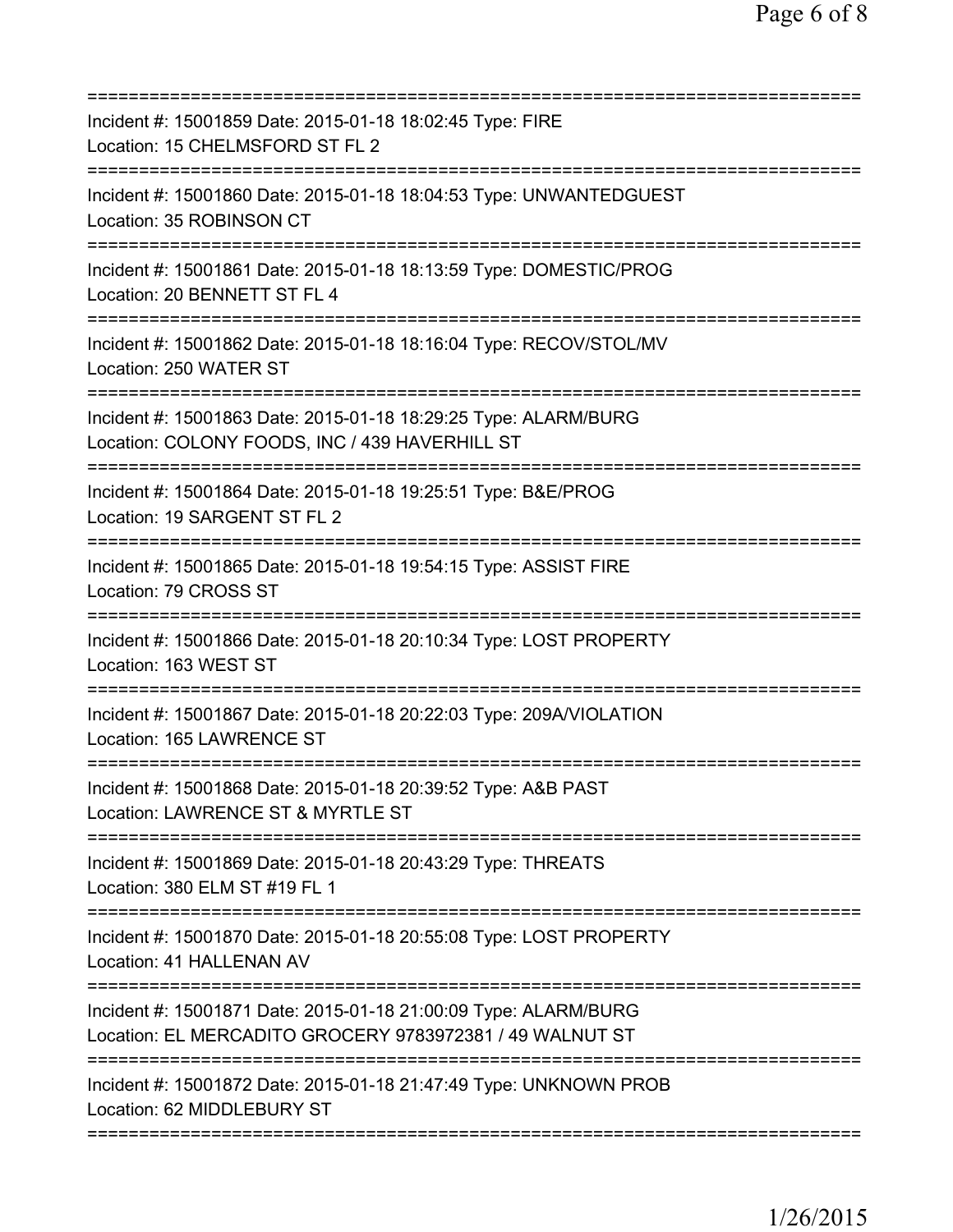===========================================================================
Incident #: 15001859 Date: 2015-01-18 18:02:45 Type: FIRE
Location: 15 CHELMSFORD ST FL 2
===========================================================================
Incident #: 15001860 Date: 2015-01-18 18:04:53 Type: UNWANTEDGUEST
Location: 35 ROBINSON CT
===========================================================================
Incident #: 15001861 Date: 2015-01-18 18:13:59 Type: DOMESTIC/PROG
Location: 20 BENNETT ST FL 4
===========================================================================
Incident #: 15001862 Date: 2015-01-18 18:16:04 Type: RECOV/STOL/MV
Location: 250 WATER ST
===========================================================================
Incident #: 15001863 Date: 2015-01-18 18:29:25 Type: ALARM/BURG
Location: COLONY FOODS, INC / 439 HAVERHILL ST
===========================================================================
Incident #: 15001864 Date: 2015-01-18 19:25:51 Type: B&E/PROG
Location: 19 SARGENT ST FL 2
===========================================================================
Incident #: 15001865 Date: 2015-01-18 19:54:15 Type: ASSIST FIRE
Location: 79 CROSS ST
===========================================================================
Incident #: 15001866 Date: 2015-01-18 20:10:34 Type: LOST PROPERTY
Location: 163 WEST ST
===========================================================================
Incident #: 15001867 Date: 2015-01-18 20:22:03 Type: 209A/VIOLATION
Location: 165 LAWRENCE ST
===========================================================================
Incident #: 15001868 Date: 2015-01-18 20:39:52 Type: A&B PAST
Location: LAWRENCE ST & MYRTLE ST
===========================================================================
Incident #: 15001869 Date: 2015-01-18 20:43:29 Type: THREATS
Location: 380 ELM ST #19 FL 1
===========================================================================
Incident #: 15001870 Date: 2015-01-18 20:55:08 Type: LOST PROPERTY
Location: 41 HALLENAN AV
===========================================================================
Incident #: 15001871 Date: 2015-01-18 21:00:09 Type: ALARM/BURG
Location: EL MERCADITO GROCERY 9783972381 / 49 WALNUT ST
===========================================================================
Incident #: 15001872 Date: 2015-01-18 21:47:49 Type: UNKNOWN PROB
Location: 62 MIDDLEBURY ST
===========================================================================

1/26/2015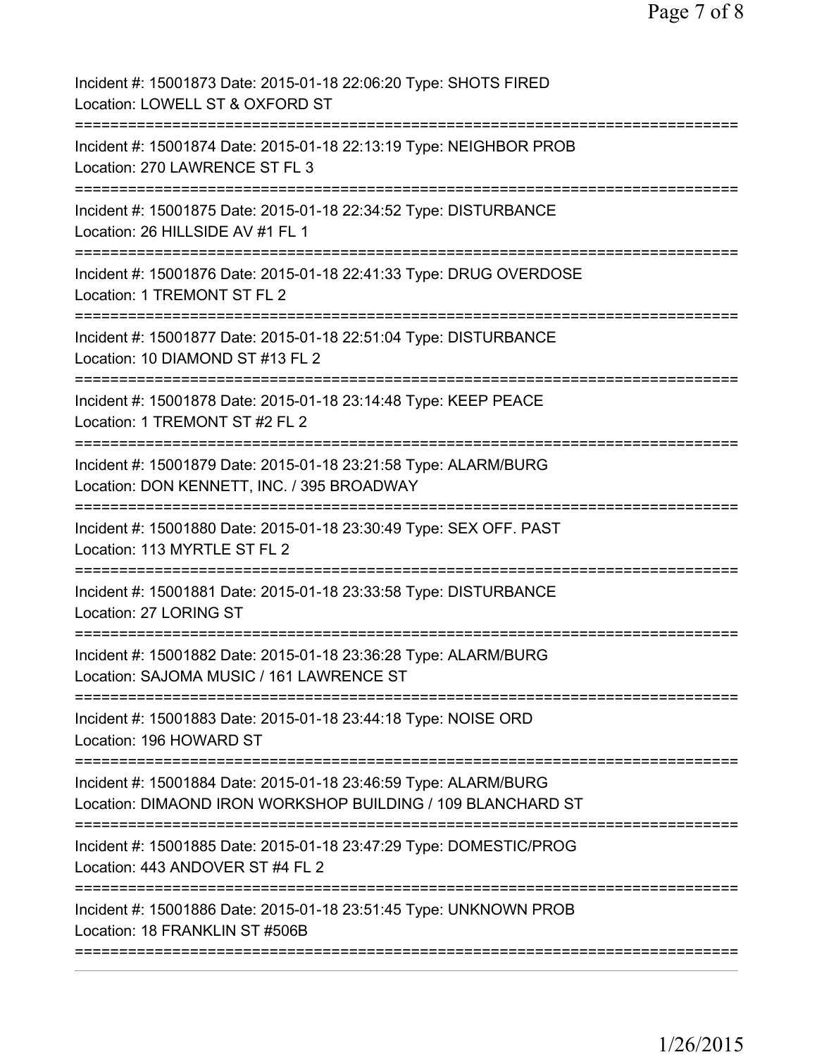Incident #: 15001873 Date: 2015-01-18 22:06:20 Type: SHOTS FIRED
Location: LOWELL ST & OXFORD ST

===========================================================================

Incident #: 15001874 Date: 2015-01-18 22:13:19 Type: NEIGHBOR PROB
Location: 270 LAWRENCE ST FL 3

===========================================================================

Incident #: 15001875 Date: 2015-01-18 22:34:52 Type: DISTURBANCE
Location: 26 HILLSIDE AV #1 FL 1

===========================================================================

Incident #: 15001876 Date: 2015-01-18 22:41:33 Type: DRUG OVERDOSE
Location: 1 TREMONT ST FL 2

===========================================================================

Incident #: 15001877 Date: 2015-01-18 22:51:04 Type: DISTURBANCE
Location: 10 DIAMOND ST #13 FL 2

===========================================================================

Incident #: 15001878 Date: 2015-01-18 23:14:48 Type: KEEP PEACE
Location: 1 TREMONT ST #2 FL 2

===========================================================================

Incident #: 15001879 Date: 2015-01-18 23:21:58 Type: ALARM/BURG
Location: DON KENNETT, INC. / 395 BROADWAY

===========================================================================

Incident #: 15001880 Date: 2015-01-18 23:30:49 Type: SEX OFF. PAST
Location: 113 MYRTLE ST FL 2

===========================================================================

Incident #: 15001881 Date: 2015-01-18 23:33:58 Type: DISTURBANCE
Location: 27 LORING ST

===========================================================================

Incident #: 15001882 Date: 2015-01-18 23:36:28 Type: ALARM/BURG
Location: SAJOMA MUSIC / 161 LAWRENCE ST

===========================================================================

Incident #: 15001883 Date: 2015-01-18 23:44:18 Type: NOISE ORD
Location: 196 HOWARD ST

===========================================================================

Incident #: 15001884 Date: 2015-01-18 23:46:59 Type: ALARM/BURG
Location: DIMAOND IRON WORKSHOP BUILDING / 109 BLANCHARD ST

===========================================================================

Incident #: 15001885 Date: 2015-01-18 23:47:29 Type: DOMESTIC/PROG
Location: 443 ANDOVER ST #4 FL 2

===========================================================================

Incident #: 15001886 Date: 2015-01-18 23:51:45 Type: UNKNOWN PROB
Location: 18 FRANKLIN ST #506B

===========================================================================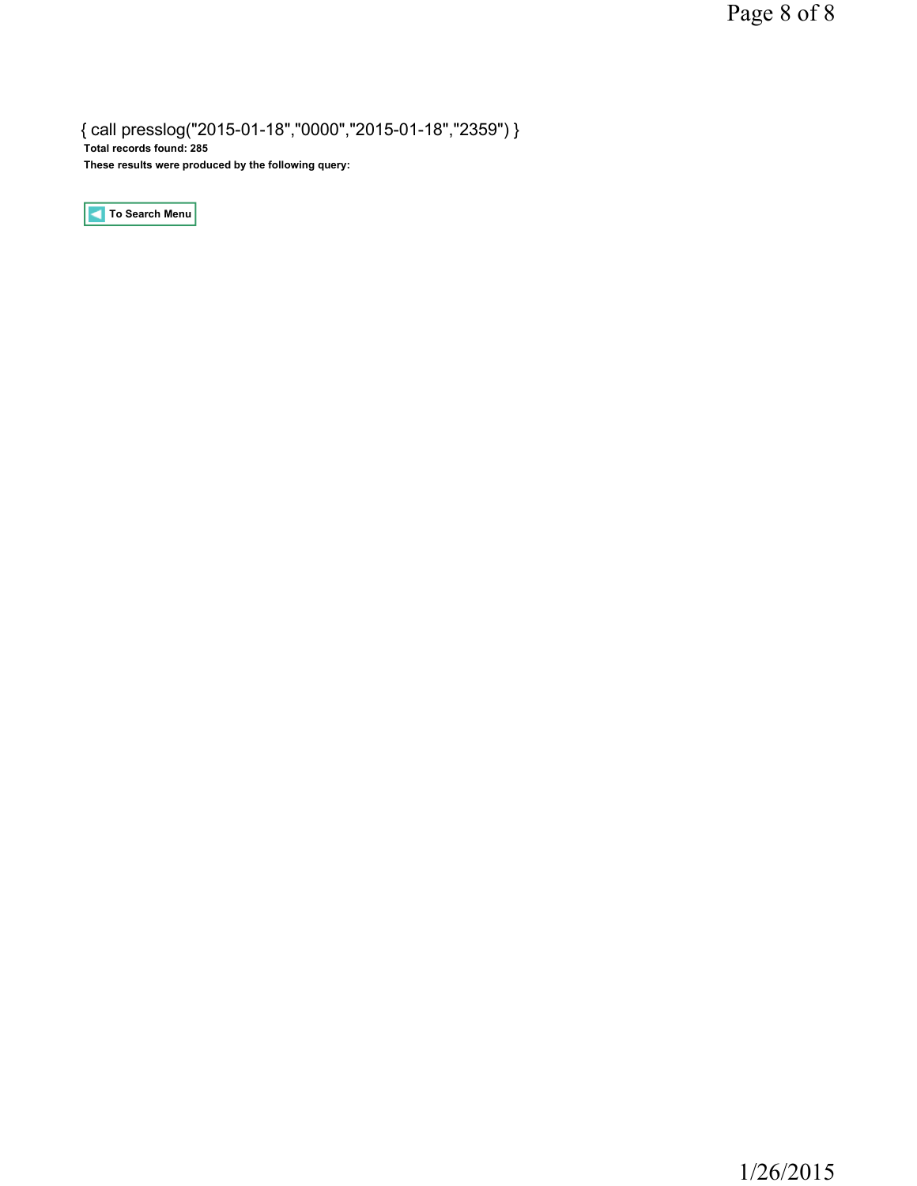```
{ call presslog("2015-01-18","0000","2015-01-18","2359") }
```

**Total records found: 285**

**These results were produced by the following query:**

**To Search Menu**